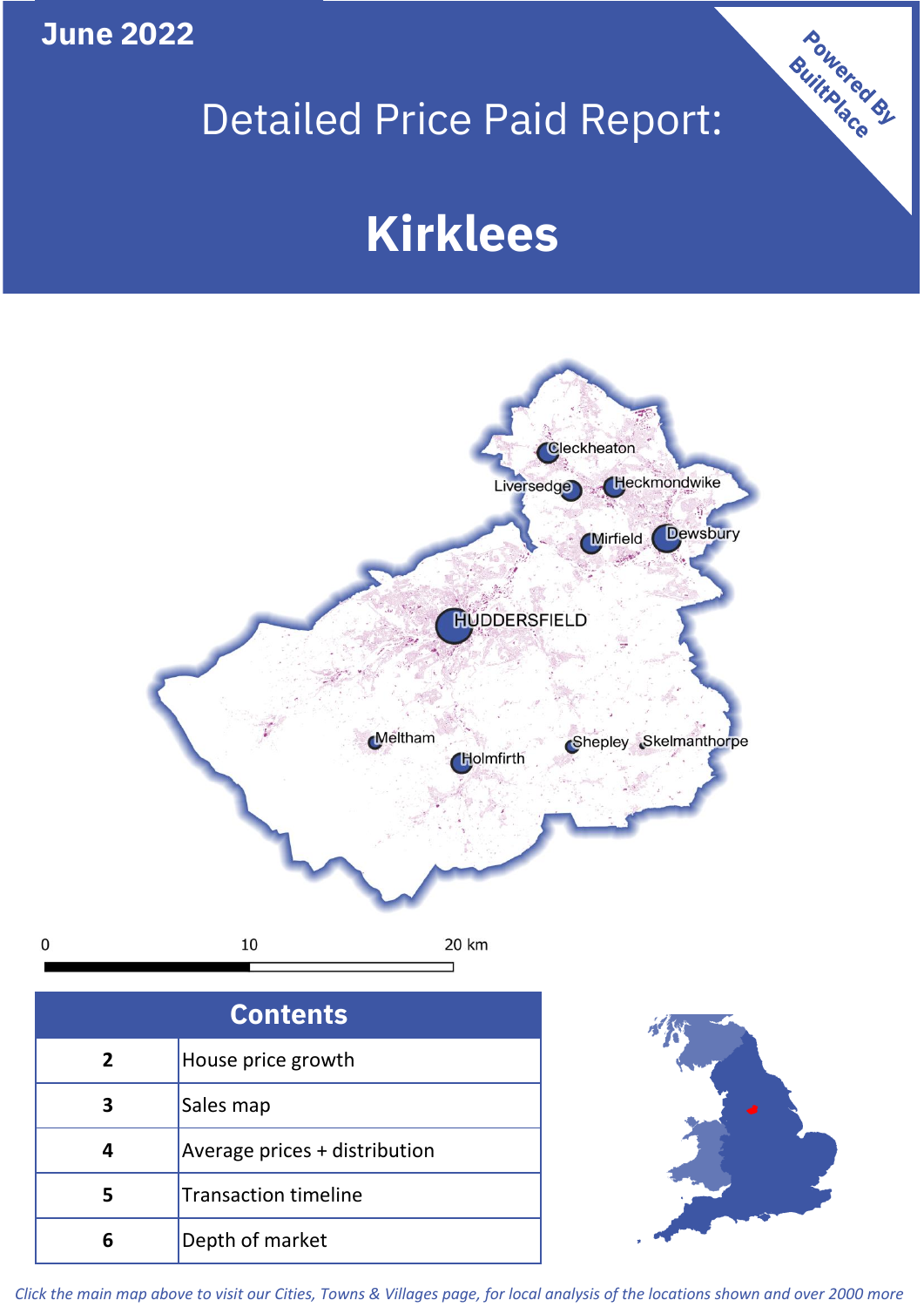June 2022

# Detailed Price Paid Report:

# Kirklees

Powered By BuiltPlace

## Contents

| | |
|---|---|
| 2 | House price growth |
| 3 | Sales map |
| 4 | Average prices + distribution |
| 5 | Transaction timeline |
| 6 | Depth of market |

*Click the main map above to visit our Cities, Towns & Villages page, for local analysis of the locations shown and over 2000 more*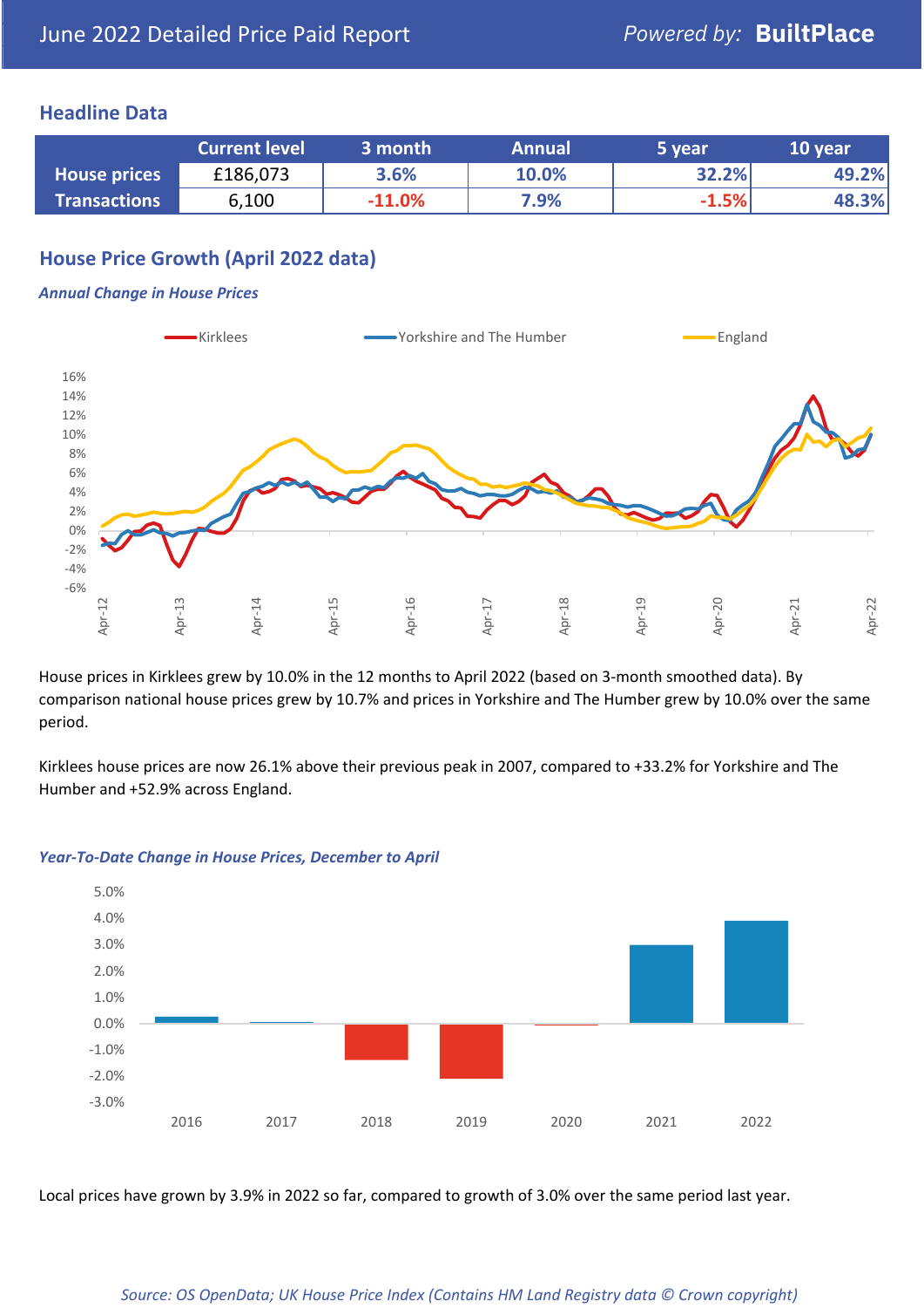# June 2022 Detailed Price Paid Report

*Powered by:* **BuiltPlace**

## Headline Data

| | Current level | 3 month | Annual | 5 year | 10 year |
|---|---|---|---|---|---|
| **House prices** | £186,073 | 3.6% | 10.0% | 32.2% | 49.2% |
| **Transactions** | 6,100 | -11.0% | 7.9% | -1.5% | 48.3% |

## House Price Growth (April 2022 data)

***Annual Change in House Prices***

House prices in Kirklees grew by 10.0% in the 12 months to April 2022 (based on 3-month smoothed data). By comparison national house prices grew by 10.7% and prices in Yorkshire and The Humber grew by 10.0% over the same period.

Kirklees house prices are now 26.1% above their previous peak in 2007, compared to +33.2% for Yorkshire and The Humber and +52.9% across England.

***Year-To-Date Change in House Prices, December to April***

Local prices have grown by 3.9% in 2022 so far, compared to growth of 3.0% over the same period last year.

*Source: OS OpenData; UK House Price Index (Contains HM Land Registry data © Crown copyright)*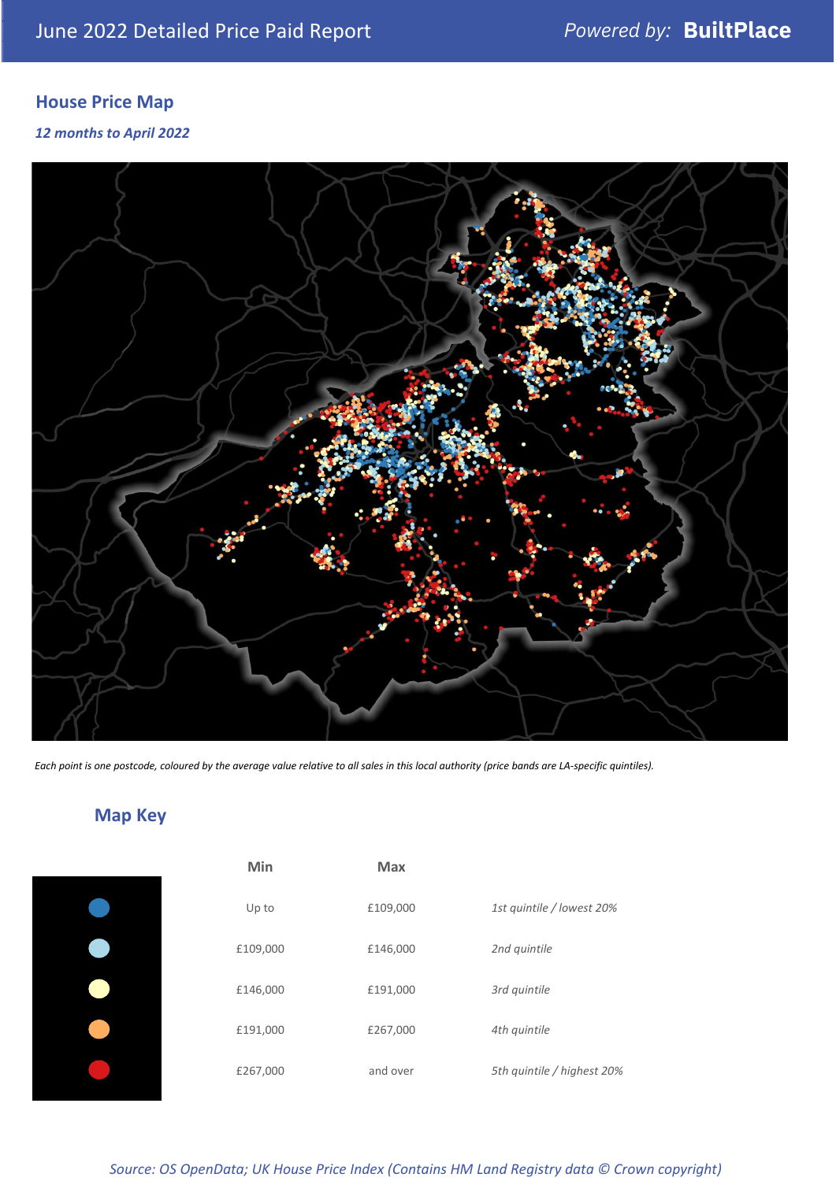## House Price Map

*12 months to April 2022*

*Each point is one postcode, coloured by the average value relative to all sales in this local authority (price bands are LA-specific quintiles).*

## Map Key

| Colour | Min | Max | |
|---|---|---|---|
| Dark blue | Up to | £109,000 | *1st quintile / lowest 20%* |
| Light blue | £109,000 | £146,000 | *2nd quintile* |
| Pale yellow | £146,000 | £191,000 | *3rd quintile* |
| Orange | £191,000 | £267,000 | *4th quintile* |
| Red | £267,000 | and over | *5th quintile / highest 20%* |

*Source: OS OpenData; UK House Price Index (Contains HM Land Registry data © Crown copyright)*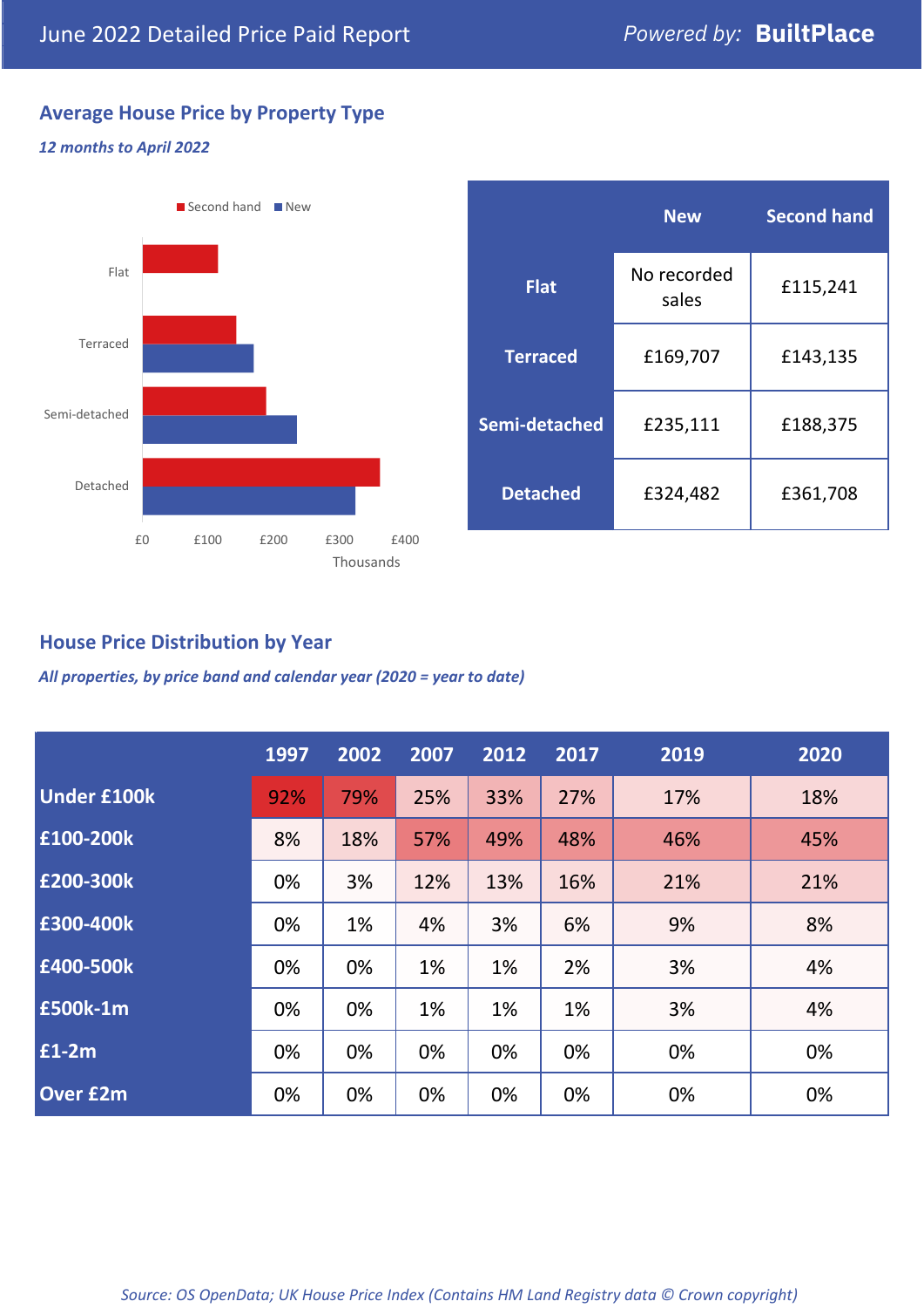June 2022 Detailed Price Paid Report

*Powered by:* **BuiltPlace**

## Average House Price by Property Type

***12 months to April 2022***

|  | New | Second hand |
|---|---|---|
| **Flat** | No recorded sales | £115,241 |
| **Terraced** | £169,707 | £143,135 |
| **Semi-detached** | £235,111 | £188,375 |
| **Detached** | £324,482 | £361,708 |

## House Price Distribution by Year

***All properties, by price band and calendar year (2020 = year to date)***

|  | 1997 | 2002 | 2007 | 2012 | 2017 | 2019 | 2020 |
|---|---|---|---|---|---|---|---|
| **Under £100k** | 92% | 79% | 25% | 33% | 27% | 17% | 18% |
| **£100-200k** | 8% | 18% | 57% | 49% | 48% | 46% | 45% |
| **£200-300k** | 0% | 3% | 12% | 13% | 16% | 21% | 21% |
| **£300-400k** | 0% | 1% | 4% | 3% | 6% | 9% | 8% |
| **£400-500k** | 0% | 0% | 1% | 1% | 2% | 3% | 4% |
| **£500k-1m** | 0% | 0% | 1% | 1% | 1% | 3% | 4% |
| **£1-2m** | 0% | 0% | 0% | 0% | 0% | 0% | 0% |
| **Over £2m** | 0% | 0% | 0% | 0% | 0% | 0% | 0% |

*Source: OS OpenData; UK House Price Index (Contains HM Land Registry data © Crown copyright)*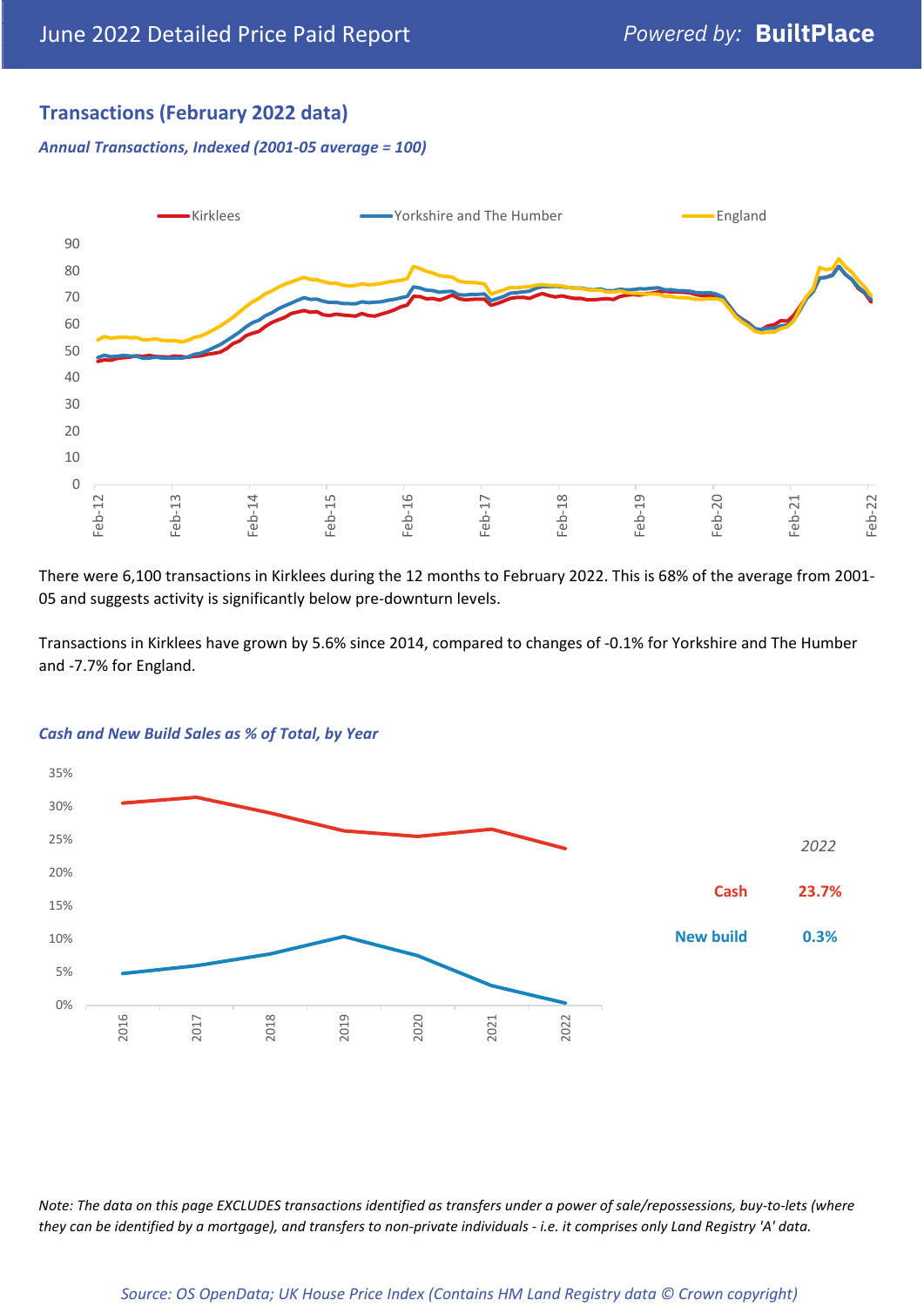## Transactions (February 2022 data)

*Annual Transactions, Indexed (2001-05 average = 100)*

There were 6,100 transactions in Kirklees during the 12 months to February 2022. This is 68% of the average from 2001-05 and suggests activity is significantly below pre-downturn levels.

Transactions in Kirklees have grown by 5.6% since 2014, compared to changes of -0.1% for Yorkshire and The Humber and -7.7% for England.

*Cash and New Build Sales as % of Total, by Year*

| *2022* | |
|---|---|
| Cash | 23.7% |
| New build | 0.3% |

*Note: The data on this page EXCLUDES transactions identified as transfers under a power of sale/repossessions, buy-to-lets (where they can be identified by a mortgage), and transfers to non-private individuals - i.e. it comprises only Land Registry 'A' data.*

*Source: OS OpenData; UK House Price Index (Contains HM Land Registry data © Crown copyright)*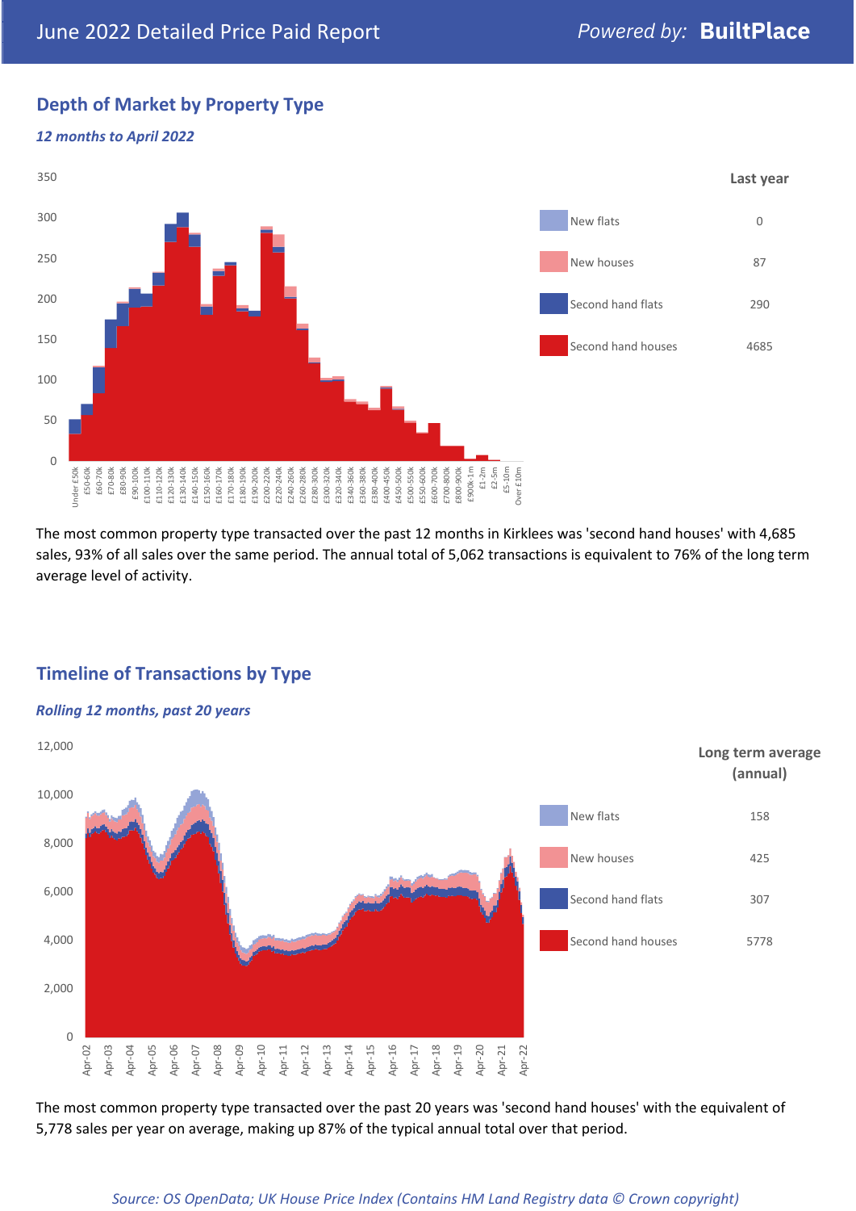June 2022 Detailed Price Paid Report

Powered by: **BuiltPlace**

## Depth of Market by Property Type

*12 months to April 2022*

350
300
250
200
150
100
50
0

Under £50k, £50-60k, £60-70k, £70-80k, £80-90k, £90-100k, £100-110k, £110-120k, £120-130k, £130-140k, £140-150k, £150-160k, £160-170k, £170-180k, £180-190k, £190-200k, £200-220k, £220-240k, £240-260k, £260-280k, £280-300k, £300-320k, £320-340k, £340-360k, £360-380k, £380-400k, £400-450k, £450-500k, £500-550k, £550-600k, £600-700k, £700-800k, £800-900k, £900k-1m, £1-2m, £2-5m, £5-10m, Over £10m

Last year

New flats 0

New houses 87

Second hand flats 290

Second hand houses 4685

The most common property type transacted over the past 12 months in Kirklees was 'second hand houses' with 4,685 sales, 93% of all sales over the same period. The annual total of 5,062 transactions is equivalent to 76% of the long term average level of activity.

## Timeline of Transactions by Type

*Rolling 12 months, past 20 years*

12,000
10,000
8,000
6,000
4,000
2,000
0

Apr-02, Apr-03, Apr-04, Apr-05, Apr-06, Apr-07, Apr-08, Apr-09, Apr-10, Apr-11, Apr-12, Apr-13, Apr-14, Apr-15, Apr-16, Apr-17, Apr-18, Apr-19, Apr-20, Apr-21, Apr-22

Long term average (annual)

New flats 158

New houses 425

Second hand flats 307

Second hand houses 5778

The most common property type transacted over the past 20 years was 'second hand houses' with the equivalent of 5,778 sales per year on average, making up 87% of the typical annual total over that period.

*Source: OS OpenData; UK House Price Index (Contains HM Land Registry data © Crown copyright)*